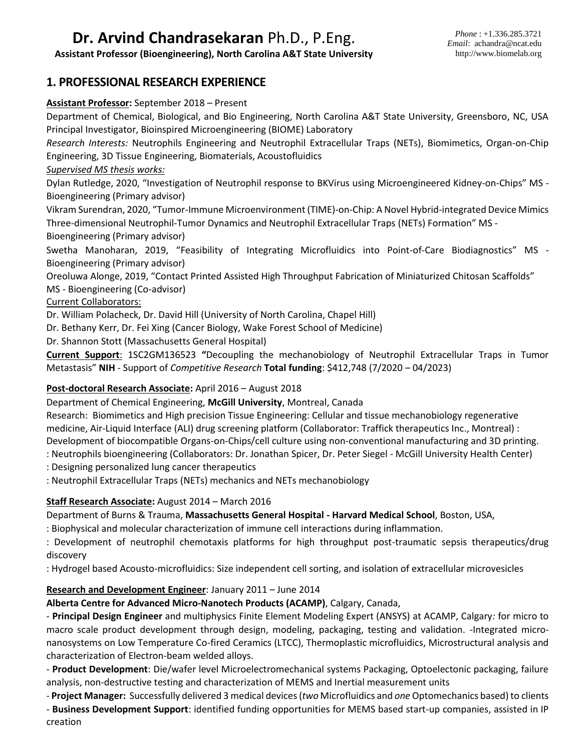# **Dr. Arvind Chandrasekaran** Ph.D., P.Eng.

**Assistant Professor (Bioengineering), North Carolina A&T State University**

*Phone* : +1.336.285.3721
*Email*: achandra@ncat.edu
http://www.biomelab.org

## 1. PROFESSIONAL RESEARCH EXPERIENCE

**Assistant Professor:** September 2018 – Present

Department of Chemical, Biological, and Bio Engineering, North Carolina A&T State University, Greensboro, NC, USA
Principal Investigator, Bioinspired Microengineering (BIOME) Laboratory

*Research Interests:* Neutrophils Engineering and Neutrophil Extracellular Traps (NETs), Biomimetics, Organ-on-Chip Engineering, 3D Tissue Engineering, Biomaterials, Acoustofluidics

*Supervised MS thesis works:*

Dylan Rutledge, 2020, "Investigation of Neutrophil response to BKVirus using Microengineered Kidney-on-Chips" MS - Bioengineering (Primary advisor)

Vikram Surendran, 2020, "Tumor-Immune Microenvironment (TIME)-on-Chip: A Novel Hybrid-integrated Device Mimics Three-dimensional Neutrophil-Tumor Dynamics and Neutrophil Extracellular Traps (NETs) Formation" MS - Bioengineering (Primary advisor)

Swetha Manoharan, 2019, "Feasibility of Integrating Microfluidics into Point-of-Care Biodiagnostics" MS - Bioengineering (Primary advisor)

Oreoluwa Alonge, 2019, "Contact Printed Assisted High Throughput Fabrication of Miniaturized Chitosan Scaffolds" MS - Bioengineering (Co-advisor)

Current Collaborators:

Dr. William Polacheck, Dr. David Hill (University of North Carolina, Chapel Hill)

Dr. Bethany Kerr, Dr. Fei Xing (Cancer Biology, Wake Forest School of Medicine)

Dr. Shannon Stott (Massachusetts General Hospital)

**Current Support**: 1SC2GM136523 **"**Decoupling the mechanobiology of Neutrophil Extracellular Traps in Tumor Metastasis" **NIH** - Support of *Competitive Research* **Total funding**: $412,748 (7/2020 – 04/2023)

**Post-doctoral Research Associate:** April 2016 – August 2018

Department of Chemical Engineering, **McGill University**, Montreal, Canada

Research: Biomimetics and High precision Tissue Engineering: Cellular and tissue mechanobiology regenerative medicine, Air-Liquid Interface (ALI) drug screening platform (Collaborator: Traffick therapeutics Inc., Montreal) : Development of biocompatible Organs-on-Chips/cell culture using non-conventional manufacturing and 3D printing.

: Neutrophils bioengineering (Collaborators: Dr. Jonathan Spicer, Dr. Peter Siegel - McGill University Health Center)

: Designing personalized lung cancer therapeutics

: Neutrophil Extracellular Traps (NETs) mechanics and NETs mechanobiology

**Staff Research Associate:** August 2014 – March 2016

Department of Burns & Trauma, **Massachusetts General Hospital - Harvard Medical School**, Boston, USA,

: Biophysical and molecular characterization of immune cell interactions during inflammation.

: Development of neutrophil chemotaxis platforms for high throughput post-traumatic sepsis therapeutics/drug discovery

: Hydrogel based Acousto-microfluidics: Size independent cell sorting, and isolation of extracellular microvesicles

**Research and Development Engineer**: January 2011 – June 2014

**Alberta Centre for Advanced Micro-Nanotech Products (ACAMP)**, Calgary, Canada,

- **Principal Design Engineer** and multiphysics Finite Element Modeling Expert (ANSYS) at ACAMP, Calgary*:* for micro to macro scale product development through design, modeling, packaging, testing and validation. -Integrated micro-nanosystems on Low Temperature Co-fired Ceramics (LTCC), Thermoplastic microfluidics, Microstructural analysis and characterization of Electron-beam welded alloys.

- **Product Development**: Die/wafer level Microelectromechanical systems Packaging, Optoelectonic packaging, failure analysis, non-destructive testing and characterization of MEMS and Inertial measurement units

- **Project Manager:** Successfully delivered 3 medical devices (*two* Microfluidics and *one* Optomechanics based) to clients

- **Business Development Support**: identified funding opportunities for MEMS based start-up companies, assisted in IP creation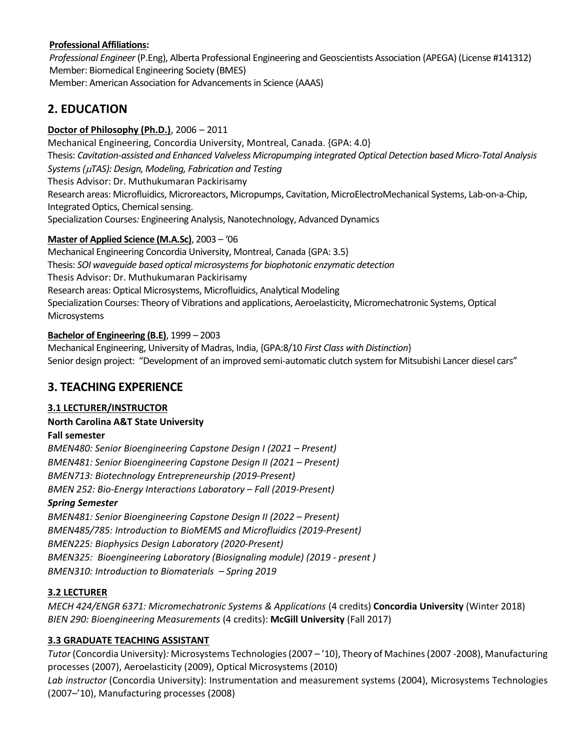**Professional Affiliations:**

*Professional Engineer* (P.Eng), Alberta Professional Engineering and Geoscientists Association (APEGA) (License #141312)
Member: Biomedical Engineering Society (BMES)
Member: American Association for Advancements in Science (AAAS)

## 2. EDUCATION

**Doctor of Philosophy (Ph.D.)**, 2006 – 2011
Mechanical Engineering, Concordia University, Montreal, Canada. {GPA: 4.0}
Thesis: *Cavitation-assisted and Enhanced Valveless Micropumping integrated Optical Detection based Micro-Total Analysis Systems ($\mu$TAS): Design, Modeling, Fabrication and Testing*
Thesis Advisor: Dr. Muthukumaran Packirisamy
Research areas: Microfluidics, Microreactors, Micropumps, Cavitation, MicroElectroMechanical Systems, Lab-on-a-Chip, Integrated Optics, Chemical sensing.
Specialization Courses*:* Engineering Analysis, Nanotechnology, Advanced Dynamics

**Master of Applied Science (M.A.Sc)**, 2003 – '06
Mechanical Engineering Concordia University, Montreal, Canada {GPA: 3.5}
Thesis: *SOI waveguide based optical microsystems for biophotonic enzymatic detection*
Thesis Advisor: Dr. Muthukumaran Packirisamy
Research areas: Optical Microsystems, Microfluidics, Analytical Modeling
Specialization Courses: Theory of Vibrations and applications, Aeroelasticity, Micromechatronic Systems, Optical Microsystems

**Bachelor of Engineering (B.E)**, 1999 – 2003
Mechanical Engineering, University of Madras, India, {GPA:8/10 *First Class with Distinction*}
Senior design project: "Development of an improved semi-automatic clutch system for Mitsubishi Lancer diesel cars"

## 3. TEACHING EXPERIENCE

### 3.1 LECTURER/INSTRUCTOR

**North Carolina A&T State University**

**Fall semester**

*BMEN480: Senior Bioengineering Capstone Design I (2021 – Present)*
*BMEN481: Senior Bioengineering Capstone Design II (2021 – Present)*
*BMEN713: Biotechnology Entrepreneurship (2019-Present)*
*BMEN 252: Bio-Energy Interactions Laboratory – Fall (2019-Present)*

***Spring Semester***

*BMEN481: Senior Bioengineering Capstone Design II (2022 – Present)*
*BMEN485/785: Introduction to BioMEMS and Microfluidics (2019-Present)*
*BMEN225: Biophysics Design Laboratory (2020-Present)*
*BMEN325: Bioengineering Laboratory (Biosignaling module) (2019 - present )*
*BMEN310: Introduction to Biomaterials – Spring 2019*

### 3.2 LECTURER

*MECH 424/ENGR 6371: Micromechatronic Systems & Applications* (4 credits) **Concordia University** (Winter 2018)
*BIEN 290: Bioengineering Measurements* (4 credits): **McGill University** (Fall 2017)

### 3.3 GRADUATE TEACHING ASSISTANT

*Tutor* (Concordia University)*:* Microsystems Technologies (2007 – '10), Theory of Machines (2007 -2008), Manufacturing processes (2007), Aeroelasticity (2009), Optical Microsystems (2010)
*Lab instructor* (Concordia University): Instrumentation and measurement systems (2004), Microsystems Technologies (2007–'10), Manufacturing processes (2008)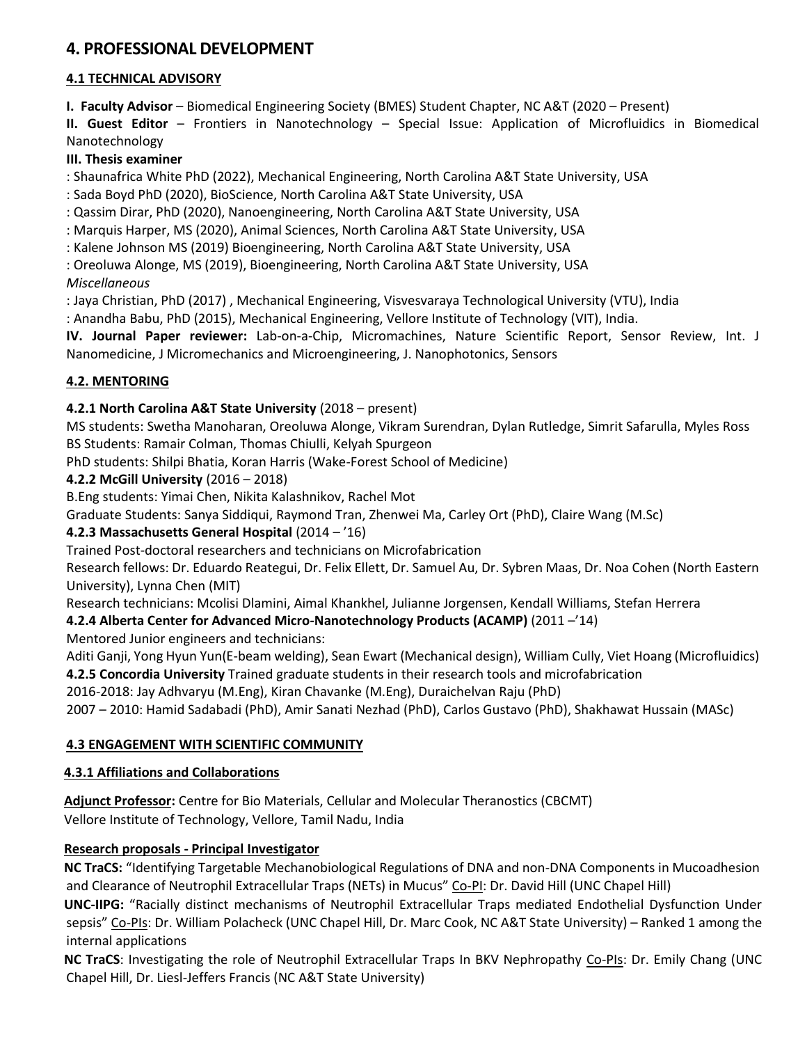# 4. PROFESSIONAL DEVELOPMENT

## 4.1 TECHNICAL ADVISORY

**I. Faculty Advisor** – Biomedical Engineering Society (BMES) Student Chapter, NC A&T (2020 – Present)

**II. Guest Editor** – Frontiers in Nanotechnology – Special Issue: Application of Microfluidics in Biomedical Nanotechnology

**III. Thesis examiner**

: Shaunafrica White PhD (2022), Mechanical Engineering, North Carolina A&T State University, USA
: Sada Boyd PhD (2020), BioScience, North Carolina A&T State University, USA
: Qassim Dirar, PhD (2020), Nanoengineering, North Carolina A&T State University, USA
: Marquis Harper, MS (2020), Animal Sciences, North Carolina A&T State University, USA
: Kalene Johnson MS (2019) Bioengineering, North Carolina A&T State University, USA
: Oreoluwa Alonge, MS (2019), Bioengineering, North Carolina A&T State University, USA

*Miscellaneous*

: Jaya Christian, PhD (2017) , Mechanical Engineering, Visvesvaraya Technological University (VTU), India
: Anandha Babu, PhD (2015), Mechanical Engineering, Vellore Institute of Technology (VIT), India.

**IV. Journal Paper reviewer:** Lab-on-a-Chip, Micromachines, Nature Scientific Report, Sensor Review, Int. J Nanomedicine, J Micromechanics and Microengineering, J. Nanophotonics, Sensors

## 4.2. MENTORING

**4.2.1 North Carolina A&T State University** (2018 – present)

MS students: Swetha Manoharan, Oreoluwa Alonge, Vikram Surendran, Dylan Rutledge, Simrit Safarulla, Myles Ross
BS Students: Ramair Colman, Thomas Chiulli, Kelyah Spurgeon
PhD students: Shilpi Bhatia, Koran Harris (Wake-Forest School of Medicine)

**4.2.2 McGill University** (2016 – 2018)

B.Eng students: Yimai Chen, Nikita Kalashnikov, Rachel Mot
Graduate Students: Sanya Siddiqui, Raymond Tran, Zhenwei Ma, Carley Ort (PhD), Claire Wang (M.Sc)

**4.2.3 Massachusetts General Hospital** (2014 – '16)

Trained Post-doctoral researchers and technicians on Microfabrication
Research fellows: Dr. Eduardo Reategui, Dr. Felix Ellett, Dr. Samuel Au, Dr. Sybren Maas, Dr. Noa Cohen (North Eastern University), Lynna Chen (MIT)
Research technicians: Mcolisi Dlamini, Aimal Khankhel, Julianne Jorgensen, Kendall Williams, Stefan Herrera

**4.2.4 Alberta Center for Advanced Micro-Nanotechnology Products (ACAMP)** (2011 –'14)

Mentored Junior engineers and technicians:
Aditi Ganji, Yong Hyun Yun(E-beam welding), Sean Ewart (Mechanical design), William Cully, Viet Hoang (Microfluidics)

**4.2.5 Concordia University** Trained graduate students in their research tools and microfabrication

2016-2018: Jay Adhvaryu (M.Eng), Kiran Chavanke (M.Eng), Duraichelvan Raju (PhD)
2007 – 2010: Hamid Sadabadi (PhD), Amir Sanati Nezhad (PhD), Carlos Gustavo (PhD), Shakhawat Hussain (MASc)

## 4.3 ENGAGEMENT WITH SCIENTIFIC COMMUNITY

### 4.3.1 Affiliations and Collaborations

**Adjunct Professor:** Centre for Bio Materials, Cellular and Molecular Theranostics (CBCMT)
Vellore Institute of Technology, Vellore, Tamil Nadu, India

**Research proposals - Principal Investigator**

**NC TraCS:** "Identifying Targetable Mechanobiological Regulations of DNA and non-DNA Components in Mucoadhesion and Clearance of Neutrophil Extracellular Traps (NETs) in Mucus" Co-PI: Dr. David Hill (UNC Chapel Hill)

**UNC-IIPG:** "Racially distinct mechanisms of Neutrophil Extracellular Traps mediated Endothelial Dysfunction Under sepsis" Co-PIs: Dr. William Polacheck (UNC Chapel Hill, Dr. Marc Cook, NC A&T State University) – Ranked 1 among the internal applications

**NC TraCS**: Investigating the role of Neutrophil Extracellular Traps In BKV Nephropathy Co-PIs: Dr. Emily Chang (UNC Chapel Hill, Dr. Liesl-Jeffers Francis (NC A&T State University)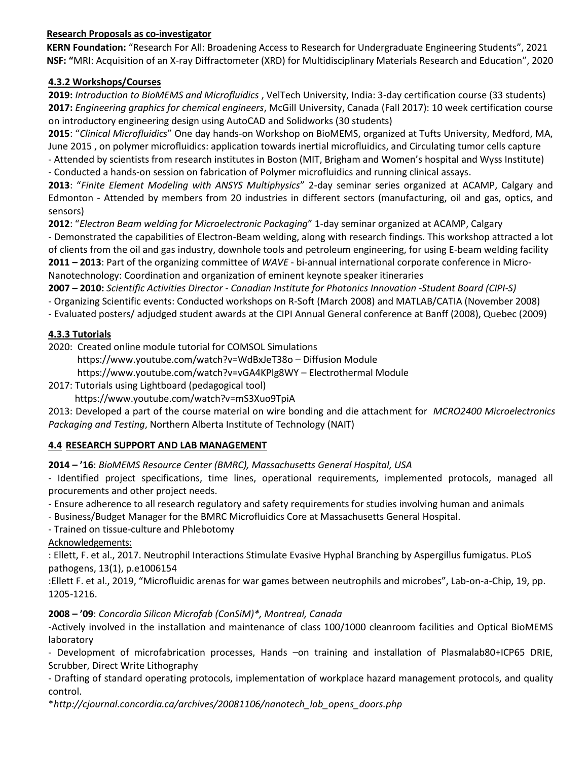**Research Proposals as co-investigator**

**KERN Foundation:** "Research For All: Broadening Access to Research for Undergraduate Engineering Students", 2021
**NSF: "**MRI: Acquisition of an X-ray Diffractometer (XRD) for Multidisciplinary Materials Research and Education", 2020

### 4.3.2 Workshops/Courses

**2019:** *Introduction to BioMEMS and Microfluidics* , VelTech University, India: 3-day certification course (33 students)
**2017:** *Engineering graphics for chemical engineers*, McGill University, Canada (Fall 2017): 10 week certification course on introductory engineering design using AutoCAD and Solidworks (30 students)
**2015**: "*Clinical Microfluidics*" One day hands-on Workshop on BioMEMS, organized at Tufts University, Medford, MA, June 2015 , on polymer microfluidics: application towards inertial microfluidics, and Circulating tumor cells capture
- Attended by scientists from research institutes in Boston (MIT, Brigham and Women's hospital and Wyss Institute)
- Conducted a hands-on session on fabrication of Polymer microfluidics and running clinical assays.

**2013**: "*Finite Element Modeling with ANSYS Multiphysics*" 2-day seminar series organized at ACAMP, Calgary and Edmonton - Attended by members from 20 industries in different sectors (manufacturing, oil and gas, optics, and sensors)
**2012**: "*Electron Beam welding for Microelectronic Packaging*" 1-day seminar organized at ACAMP, Calgary
- Demonstrated the capabilities of Electron-Beam welding, along with research findings. This workshop attracted a lot of clients from the oil and gas industry, downhole tools and petroleum engineering, for using E-beam welding facility

**2011 – 2013**: Part of the organizing committee of *WAVE* - bi-annual international corporate conference in Micro-Nanotechnology: Coordination and organization of eminent keynote speaker itineraries
**2007 – 2010:** *Scientific Activities Director - Canadian Institute for Photonics Innovation -Student Board (CIPI-S)*
- Organizing Scientific events: Conducted workshops on R-Soft (March 2008) and MATLAB/CATIA (November 2008)
- Evaluated posters/ adjudged student awards at the CIPI Annual General conference at Banff (2008), Quebec (2009)

### 4.3.3 Tutorials

2020: Created online module tutorial for COMSOL Simulations
https://www.youtube.com/watch?v=WdBxJeT38o – Diffusion Module
https://www.youtube.com/watch?v=vGA4KPlg8WY – Electrothermal Module
2017: Tutorials using Lightboard (pedagogical tool)
https://www.youtube.com/watch?v=mS3Xuo9TpiA
2013: Developed a part of the course material on wire bonding and die attachment for *MCRO2400 Microelectronics Packaging and Testing*, Northern Alberta Institute of Technology (NAIT)

## 4.4 RESEARCH SUPPORT AND LAB MANAGEMENT

**2014 – '16**: *BioMEMS Resource Center (BMRC), Massachusetts General Hospital, USA*
- Identified project specifications, time lines, operational requirements, implemented protocols, managed all procurements and other project needs.
- Ensure adherence to all research regulatory and safety requirements for studies involving human and animals
- Business/Budget Manager for the BMRC Microfluidics Core at Massachusetts General Hospital.
- Trained on tissue-culture and Phlebotomy

Acknowledgements:
: Ellett, F. et al., 2017. Neutrophil Interactions Stimulate Evasive Hyphal Branching by Aspergillus fumigatus. PLoS pathogens, 13(1), p.e1006154
:Ellett F. et al., 2019, "Microfluidic arenas for war games between neutrophils and microbes", Lab-on-a-Chip, 19, pp. 1205-1216.

**2008 – '09**: *Concordia Silicon Microfab (ConSiM)\*, Montreal, Canada*
-Actively involved in the installation and maintenance of class 100/1000 cleanroom facilities and Optical BioMEMS laboratory
- Development of microfabrication processes, Hands –on training and installation of Plasmalab80+ICP65 DRIE, Scrubber, Direct Write Lithography
- Drafting of standard operating protocols, implementation of workplace hazard management protocols, and quality control.

\**http://cjournal.concordia.ca/archives/20081106/nanotech_lab_opens_doors.php*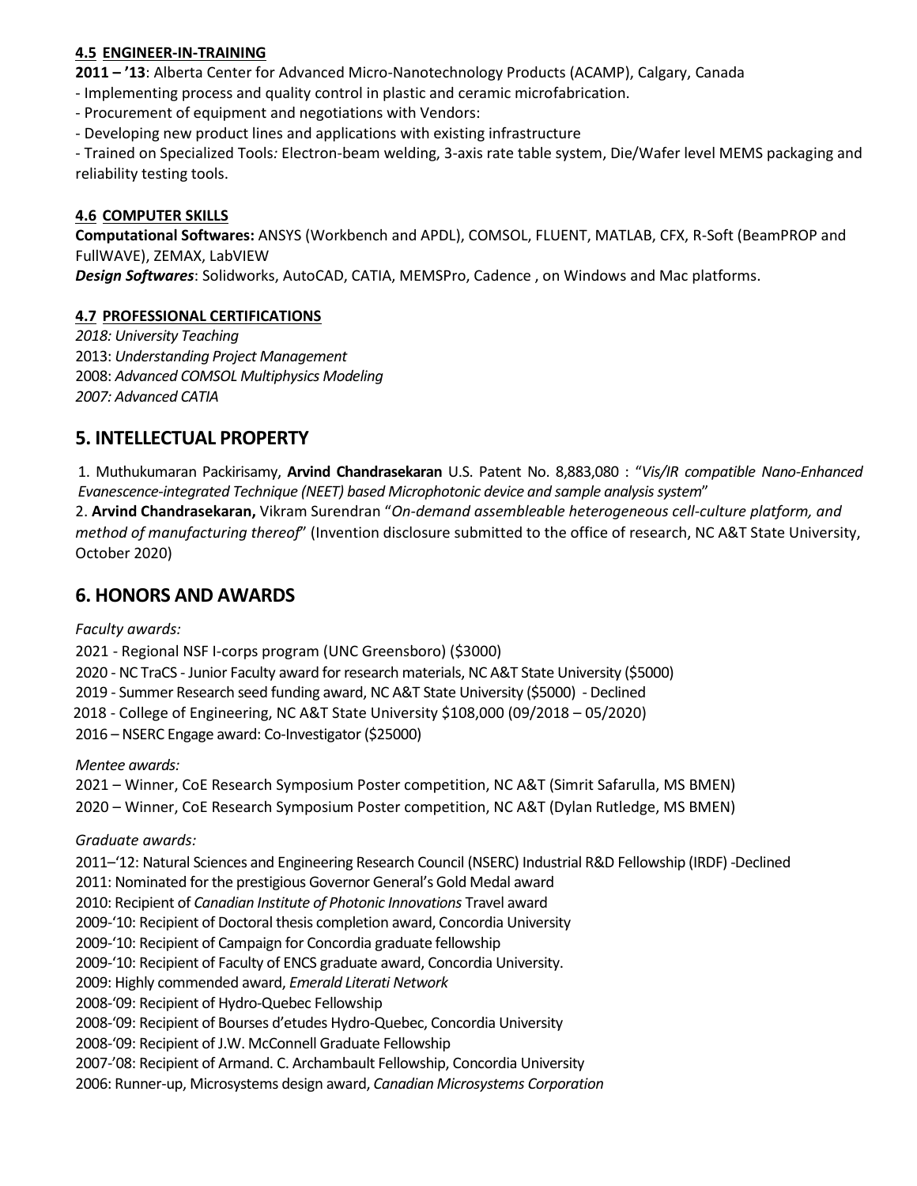### 4.5 ENGINEER-IN-TRAINING

**2011 – '13**: Alberta Center for Advanced Micro-Nanotechnology Products (ACAMP), Calgary, Canada

- Implementing process and quality control in plastic and ceramic microfabrication.
- Procurement of equipment and negotiations with Vendors:
- Developing new product lines and applications with existing infrastructure
- Trained on Specialized Tools*:* Electron-beam welding, 3-axis rate table system, Die/Wafer level MEMS packaging and reliability testing tools.

### 4.6 COMPUTER SKILLS

**Computational Softwares:** ANSYS (Workbench and APDL), COMSOL, FLUENT, MATLAB, CFX, R-Soft (BeamPROP and FullWAVE), ZEMAX, LabVIEW

***Design Softwares***: Solidworks, AutoCAD, CATIA, MEMSPro, Cadence , on Windows and Mac platforms.

### 4.7 PROFESSIONAL CERTIFICATIONS

*2018: University Teaching*
2013: *Understanding Project Management*
2008: *Advanced COMSOL Multiphysics Modeling*
*2007: Advanced CATIA*

## 5. INTELLECTUAL PROPERTY

1. Muthukumaran Packirisamy, **Arvind Chandrasekaran** U.S. Patent No. 8,883,080 : "*Vis/IR compatible Nano-Enhanced Evanescence-integrated Technique (NEET) based Microphotonic device and sample analysis system*"
2. **Arvind Chandrasekaran,** Vikram Surendran "*On-demand assembleable heterogeneous cell-culture platform, and method of manufacturing thereof*" (Invention disclosure submitted to the office of research, NC A&T State University, October 2020)

## 6. HONORS AND AWARDS

*Faculty awards:*

2021 - Regional NSF I-corps program (UNC Greensboro) ($3000)
2020 - NC TraCS - Junior Faculty award for research materials, NC A&T State University ($5000)
2019 - Summer Research seed funding award, NC A&T State University ($5000) - Declined
2018 - College of Engineering, NC A&T State University $108,000 (09/2018 – 05/2020)
2016 – NSERC Engage award: Co-Investigator ($25000)

*Mentee awards:*

2021 – Winner, CoE Research Symposium Poster competition, NC A&T (Simrit Safarulla, MS BMEN)
2020 – Winner, CoE Research Symposium Poster competition, NC A&T (Dylan Rutledge, MS BMEN)

*Graduate awards:*

2011–'12: Natural Sciences and Engineering Research Council (NSERC) Industrial R&D Fellowship (IRDF) -Declined
2011: Nominated for the prestigious Governor General's Gold Medal award
2010: Recipient of *Canadian Institute of Photonic Innovations* Travel award
2009-'10: Recipient of Doctoral thesis completion award, Concordia University
2009-'10: Recipient of Campaign for Concordia graduate fellowship
2009-'10: Recipient of Faculty of ENCS graduate award, Concordia University.
2009: Highly commended award, *Emerald Literati Network*
2008-'09: Recipient of Hydro-Quebec Fellowship
2008-'09: Recipient of Bourses d'etudes Hydro-Quebec, Concordia University
2008-'09: Recipient of J.W. McConnell Graduate Fellowship
2007-'08: Recipient of Armand. C. Archambault Fellowship, Concordia University
2006: Runner-up, Microsystems design award, *Canadian Microsystems Corporation*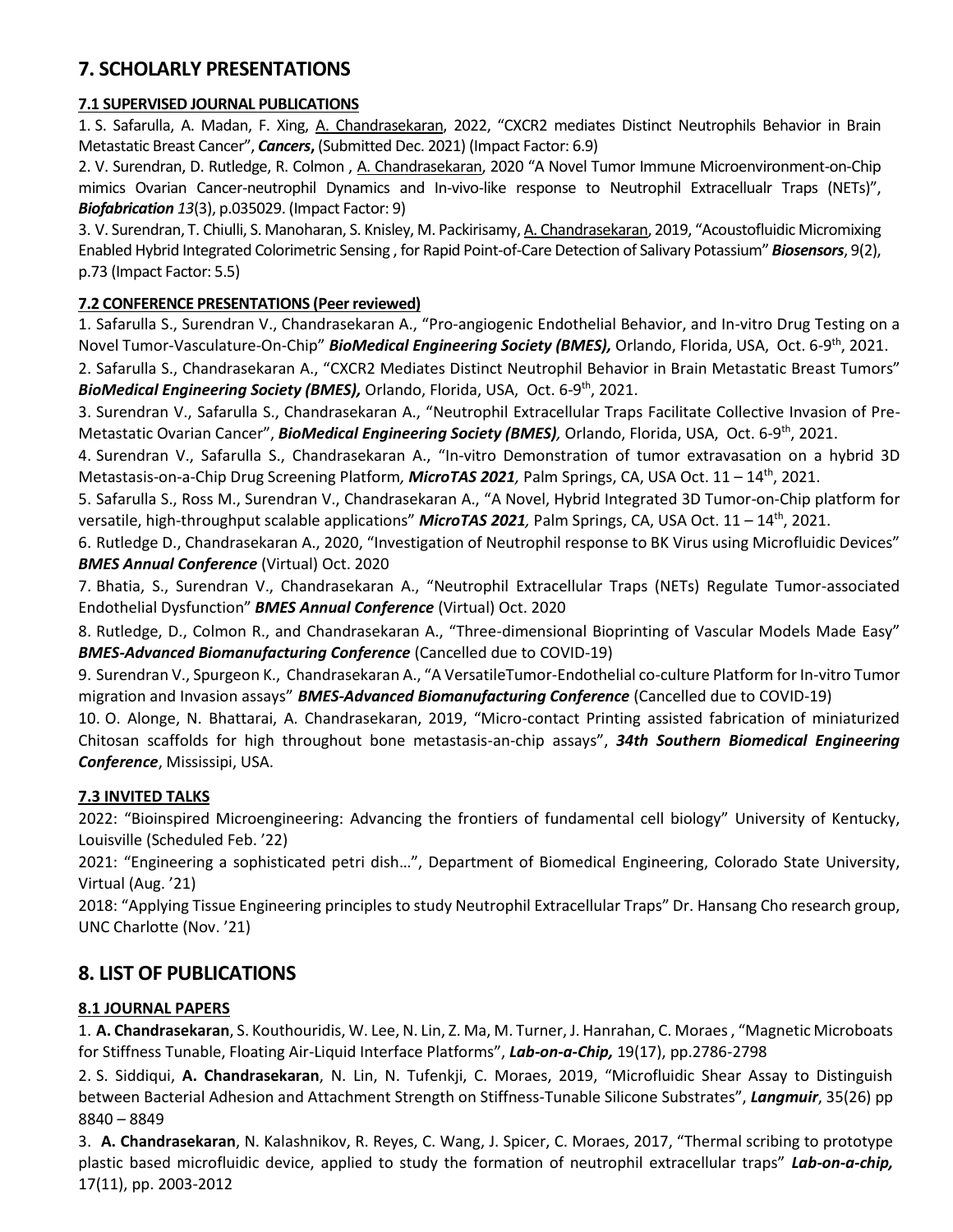## 7. SCHOLARLY PRESENTATIONS

### 7.1 SUPERVISED JOURNAL PUBLICATIONS

1. S. Safarulla, A. Madan, F. Xing, A. Chandrasekaran, 2022, "CXCR2 mediates Distinct Neutrophils Behavior in Brain Metastatic Breast Cancer", ***Cancers***, (Submitted Dec. 2021) (Impact Factor: 6.9)

2. V. Surendran, D. Rutledge, R. Colmon , A. Chandrasekaran, 2020 "A Novel Tumor Immune Microenvironment-on-Chip mimics Ovarian Cancer-neutrophil Dynamics and In-vivo-like response to Neutrophil Extracellualr Traps (NETs)", ***Biofabrication*** *13*(3), p.035029. (Impact Factor: 9)

3. V. Surendran, T. Chiulli, S. Manoharan, S. Knisley, M. Packirisamy, A. Chandrasekaran, 2019, "Acoustofluidic Micromixing Enabled Hybrid Integrated Colorimetric Sensing , for Rapid Point-of-Care Detection of Salivary Potassium" ***Biosensors***, 9(2), p.73 (Impact Factor: 5.5)

### 7.2 CONFERENCE PRESENTATIONS (Peer reviewed)

1. Safarulla S., Surendran V., Chandrasekaran A., "Pro-angiogenic Endothelial Behavior, and In-vitro Drug Testing on a Novel Tumor-Vasculature-On-Chip" ***BioMedical Engineering Society (BMES),*** Orlando, Florida, USA, Oct. 6-9th, 2021.

2. Safarulla S., Chandrasekaran A., "CXCR2 Mediates Distinct Neutrophil Behavior in Brain Metastatic Breast Tumors" ***BioMedical Engineering Society (BMES),*** Orlando, Florida, USA, Oct. 6-9th, 2021.

3. Surendran V., Safarulla S., Chandrasekaran A., "Neutrophil Extracellular Traps Facilitate Collective Invasion of Pre-Metastatic Ovarian Cancer", ***BioMedical Engineering Society (BMES),*** Orlando, Florida, USA, Oct. 6-9th, 2021.

4. Surendran V., Safarulla S., Chandrasekaran A., "In-vitro Demonstration of tumor extravasation on a hybrid 3D Metastasis-on-a-Chip Drug Screening Platform, ***MicroTAS 2021,*** Palm Springs, CA, USA Oct. 11 – 14th, 2021.

5. Safarulla S., Ross M., Surendran V., Chandrasekaran A., "A Novel, Hybrid Integrated 3D Tumor-on-Chip platform for versatile, high-throughput scalable applications" ***MicroTAS 2021,*** Palm Springs, CA, USA Oct. 11 – 14th, 2021.

6. Rutledge D., Chandrasekaran A., 2020, "Investigation of Neutrophil response to BK Virus using Microfluidic Devices" ***BMES Annual Conference*** (Virtual) Oct. 2020

7. Bhatia, S., Surendran V., Chandrasekaran A., "Neutrophil Extracellular Traps (NETs) Regulate Tumor-associated Endothelial Dysfunction" ***BMES Annual Conference*** (Virtual) Oct. 2020

8. Rutledge, D., Colmon R., and Chandrasekaran A., "Three-dimensional Bioprinting of Vascular Models Made Easy" ***BMES-Advanced Biomanufacturing Conference*** (Cancelled due to COVID-19)

9. Surendran V., Spurgeon K., Chandrasekaran A., "A VersatileTumor-Endothelial co-culture Platform for In-vitro Tumor migration and Invasion assays" ***BMES-Advanced Biomanufacturing Conference*** (Cancelled due to COVID-19)

10. O. Alonge, N. Bhattarai, A. Chandrasekaran, 2019, "Micro-contact Printing assisted fabrication of miniaturized Chitosan scaffolds for high throughout bone metastasis-an-chip assays", ***34th Southern Biomedical Engineering Conference***, Mississipi, USA.

### 7.3 INVITED TALKS

2022: "Bioinspired Microengineering: Advancing the frontiers of fundamental cell biology" University of Kentucky, Louisville (Scheduled Feb. '22)

2021: "Engineering a sophisticated petri dish…", Department of Biomedical Engineering, Colorado State University, Virtual (Aug. '21)

2018: "Applying Tissue Engineering principles to study Neutrophil Extracellular Traps" Dr. Hansang Cho research group, UNC Charlotte (Nov. '21)

## 8. LIST OF PUBLICATIONS

### 8.1 JOURNAL PAPERS

1. **A. Chandrasekaran**, S. Kouthouridis, W. Lee, N. Lin, Z. Ma, M. Turner, J. Hanrahan, C. Moraes , "Magnetic Microboats for Stiffness Tunable, Floating Air-Liquid Interface Platforms", ***Lab-on-a-Chip,*** 19(17), pp.2786-2798

2. S. Siddiqui, **A. Chandrasekaran**, N. Lin, N. Tufenkji, C. Moraes, 2019, "Microfluidic Shear Assay to Distinguish between Bacterial Adhesion and Attachment Strength on Stiffness-Tunable Silicone Substrates", ***Langmuir***, 35(26) pp 8840 – 8849

3. **A. Chandrasekaran**, N. Kalashnikov, R. Reyes, C. Wang, J. Spicer, C. Moraes, 2017, "Thermal scribing to prototype plastic based microfluidic device, applied to study the formation of neutrophil extracellular traps" ***Lab-on-a-chip,*** 17(11), pp. 2003-2012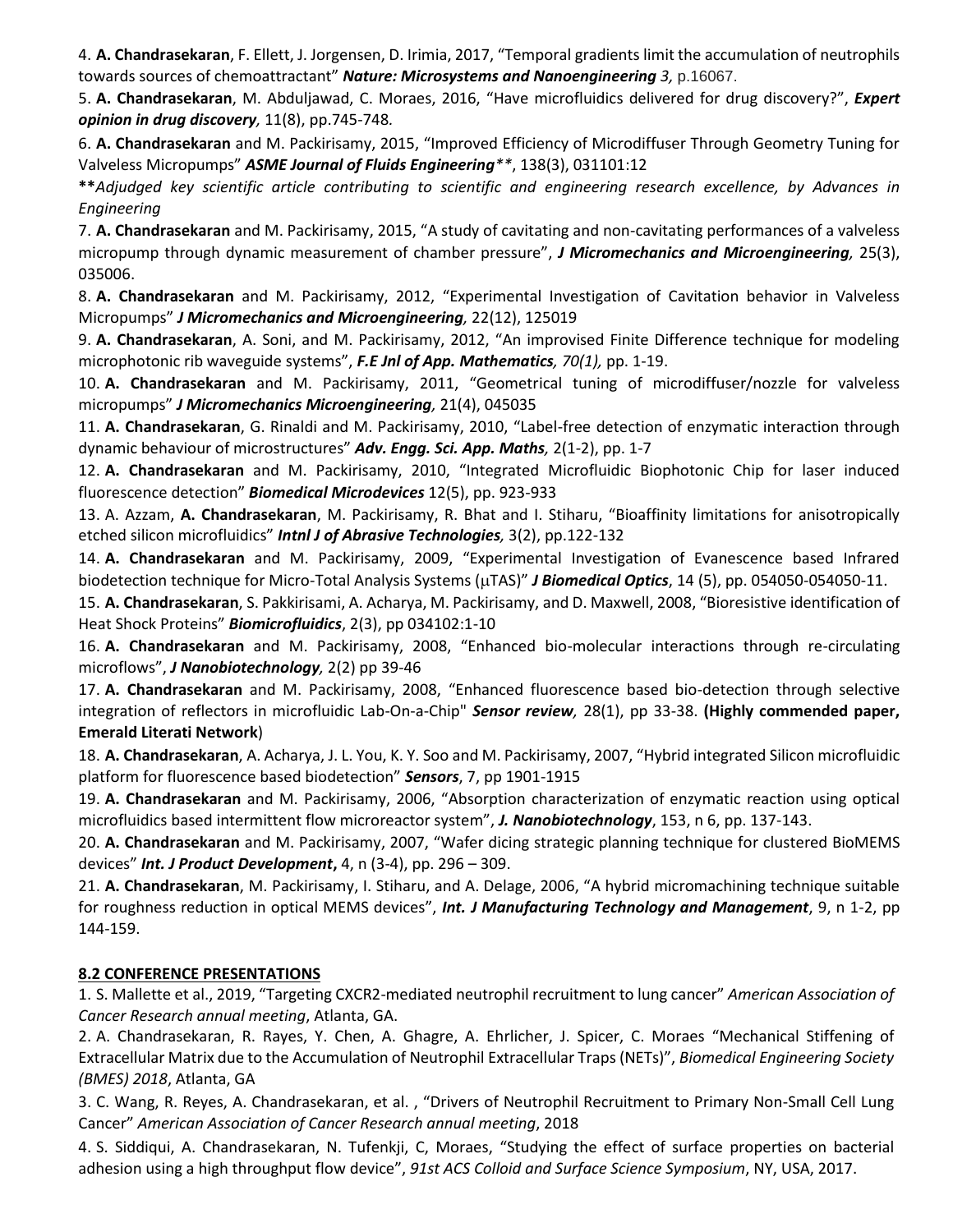4. **A. Chandrasekaran**, F. Ellett, J. Jorgensen, D. Irimia, 2017, "Temporal gradients limit the accumulation of neutrophils towards sources of chemoattractant" ***Nature: Microsystems and Nanoengineering*** *3,* p.16067.

5. **A. Chandrasekaran**, M. Abduljawad, C. Moraes, 2016, "Have microfluidics delivered for drug discovery?", ***Expert opinion in drug discovery,*** 11(8), pp.745-748.

6. **A. Chandrasekaran** and M. Packirisamy, 2015, "Improved Efficiency of Microdiffuser Through Geometry Tuning for Valveless Micropumps" ***ASME Journal of Fluids Engineering***\*\*, 138(3), 031101:12

**\*\****Adjudged key scientific article contributing to scientific and engineering research excellence, by Advances in Engineering*

7. **A. Chandrasekaran** and M. Packirisamy, 2015, "A study of cavitating and non-cavitating performances of a valveless micropump through dynamic measurement of chamber pressure", ***J Micromechanics and Microengineering,*** 25(3), 035006.

8. **A. Chandrasekaran** and M. Packirisamy, 2012, "Experimental Investigation of Cavitation behavior in Valveless Micropumps" ***J Micromechanics and Microengineering,*** 22(12), 125019

9. **A. Chandrasekaran**, A. Soni, and M. Packirisamy, 2012, "An improvised Finite Difference technique for modeling microphotonic rib waveguide systems", ***F.E Jnl of App. Mathematics,*** *70(1),* pp. 1-19.

10. **A. Chandrasekaran** and M. Packirisamy, 2011, "Geometrical tuning of microdiffuser/nozzle for valveless micropumps" ***J Micromechanics Microengineering,*** 21(4), 045035

11. **A. Chandrasekaran**, G. Rinaldi and M. Packirisamy, 2010, "Label-free detection of enzymatic interaction through dynamic behaviour of microstructures" ***Adv. Engg. Sci. App. Maths,*** 2(1-2), pp. 1-7

12. **A. Chandrasekaran** and M. Packirisamy, 2010, "Integrated Microfluidic Biophotonic Chip for laser induced fluorescence detection" ***Biomedical Microdevices*** 12(5), pp. 923-933

13. A. Azzam, **A. Chandrasekaran**, M. Packirisamy, R. Bhat and I. Stiharu, "Bioaffinity limitations for anisotropically etched silicon microfluidics" ***Intnl J of Abrasive Technologies,*** 3(2), pp.122-132

14. **A. Chandrasekaran** and M. Packirisamy, 2009, "Experimental Investigation of Evanescence based Infrared biodetection technique for Micro-Total Analysis Systems (μTAS)" ***J Biomedical Optics***, 14 (5), pp. 054050-054050-11.

15. **A. Chandrasekaran**, S. Pakkirisami, A. Acharya, M. Packirisamy, and D. Maxwell, 2008, "Bioresistive identification of Heat Shock Proteins" ***Biomicrofluidics***, 2(3), pp 034102:1-10

16. **A. Chandrasekaran** and M. Packirisamy, 2008, "Enhanced bio-molecular interactions through re-circulating microflows", ***J Nanobiotechnology,*** 2(2) pp 39-46

17. **A. Chandrasekaran** and M. Packirisamy, 2008, "Enhanced fluorescence based bio-detection through selective integration of reflectors in microfluidic Lab-On-a-Chip" ***Sensor review,*** 28(1), pp 33-38. **(Highly commended paper, Emerald Literati Network**)

18. **A. Chandrasekaran**, A. Acharya, J. L. You, K. Y. Soo and M. Packirisamy, 2007, "Hybrid integrated Silicon microfluidic platform for fluorescence based biodetection" ***Sensors***, 7, pp 1901-1915

19. **A. Chandrasekaran** and M. Packirisamy, 2006, "Absorption characterization of enzymatic reaction using optical microfluidics based intermittent flow microreactor system", ***J. Nanobiotechnology***, 153, n 6, pp. 137-143.

20. **A. Chandrasekaran** and M. Packirisamy, 2007, "Wafer dicing strategic planning technique for clustered BioMEMS devices" ***Int. J Product Development*****,** 4, n (3-4), pp. 296 – 309.

21. **A. Chandrasekaran**, M. Packirisamy, I. Stiharu, and A. Delage, 2006, "A hybrid micromachining technique suitable for roughness reduction in optical MEMS devices", ***Int. J Manufacturing Technology and Management***, 9, n 1-2, pp 144-159.

## 8.2 CONFERENCE PRESENTATIONS

1. S. Mallette et al., 2019, "Targeting CXCR2-mediated neutrophil recruitment to lung cancer" *American Association of Cancer Research annual meeting*, Atlanta, GA.

2. A. Chandrasekaran, R. Rayes, Y. Chen, A. Ghagre, A. Ehrlicher, J. Spicer, C. Moraes "Mechanical Stiffening of Extracellular Matrix due to the Accumulation of Neutrophil Extracellular Traps (NETs)", *Biomedical Engineering Society (BMES) 2018*, Atlanta, GA

3. C. Wang, R. Reyes, A. Chandrasekaran, et al. , "Drivers of Neutrophil Recruitment to Primary Non-Small Cell Lung Cancer" *American Association of Cancer Research annual meeting*, 2018

4. S. Siddiqui, A. Chandrasekaran, N. Tufenkji, C, Moraes, "Studying the effect of surface properties on bacterial adhesion using a high throughput flow device", *91st ACS Colloid and Surface Science Symposium*, NY, USA, 2017.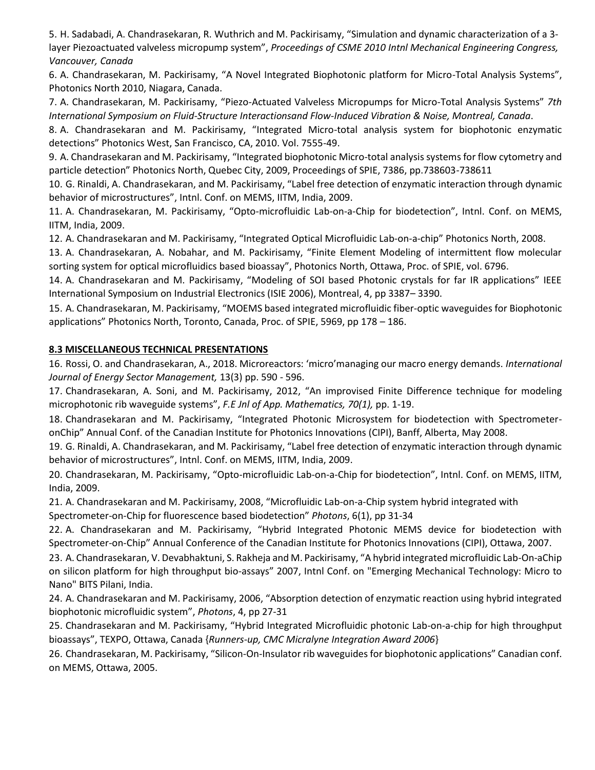5. H. Sadabadi, A. Chandrasekaran, R. Wuthrich and M. Packirisamy, "Simulation and dynamic characterization of a 3-layer Piezoactuated valveless micropump system", *Proceedings of CSME 2010 Intnl Mechanical Engineering Congress, Vancouver, Canada*

6. A. Chandrasekaran, M. Packirisamy, "A Novel Integrated Biophotonic platform for Micro-Total Analysis Systems", Photonics North 2010, Niagara, Canada.

7. A. Chandrasekaran, M. Packirisamy, "Piezo-Actuated Valveless Micropumps for Micro-Total Analysis Systems" *7th International Symposium on Fluid-Structure Interactionsand Flow-Induced Vibration & Noise, Montreal, Canada*.

8. A. Chandrasekaran and M. Packirisamy, "Integrated Micro-total analysis system for biophotonic enzymatic detections" Photonics West, San Francisco, CA, 2010. Vol. 7555-49.

9. A. Chandrasekaran and M. Packirisamy, "Integrated biophotonic Micro-total analysis systems for flow cytometry and particle detection" Photonics North, Quebec City, 2009, Proceedings of SPIE, 7386, pp.738603-738611

10. G. Rinaldi, A. Chandrasekaran, and M. Packirisamy, "Label free detection of enzymatic interaction through dynamic behavior of microstructures", Intnl. Conf. on MEMS, IITM, India, 2009.

11. A. Chandrasekaran, M. Packirisamy, "Opto-microfluidic Lab-on-a-Chip for biodetection", Intnl. Conf. on MEMS, IITM, India, 2009.

12. A. Chandrasekaran and M. Packirisamy, "Integrated Optical Microfluidic Lab-on-a-chip" Photonics North, 2008.

13. A. Chandrasekaran, A. Nobahar, and M. Packirisamy, "Finite Element Modeling of intermittent flow molecular sorting system for optical microfluidics based bioassay", Photonics North, Ottawa, Proc. of SPIE, vol. 6796.

14. A. Chandrasekaran and M. Packirisamy, "Modeling of SOI based Photonic crystals for far IR applications" IEEE International Symposium on Industrial Electronics (ISIE 2006), Montreal, 4, pp 3387– 3390.

15. A. Chandrasekaran, M. Packirisamy, "MOEMS based integrated microfluidic fiber-optic waveguides for Biophotonic applications" Photonics North, Toronto, Canada, Proc. of SPIE, 5969, pp 178 – 186.

## 8.3 MISCELLANEOUS TECHNICAL PRESENTATIONS

16. Rossi, O. and Chandrasekaran, A., 2018. Microreactors: 'micro'managing our macro energy demands. *International Journal of Energy Sector Management,* 13(3) pp. 590 - 596.

17. Chandrasekaran, A. Soni, and M. Packirisamy, 2012, "An improvised Finite Difference technique for modeling microphotonic rib waveguide systems", *F.E Jnl of App. Mathematics, 70(1),* pp. 1-19.

18. Chandrasekaran and M. Packirisamy, "Integrated Photonic Microsystem for biodetection with Spectrometer-onChip" Annual Conf. of the Canadian Institute for Photonics Innovations (CIPI), Banff, Alberta, May 2008.

19. G. Rinaldi, A. Chandrasekaran, and M. Packirisamy, "Label free detection of enzymatic interaction through dynamic behavior of microstructures", Intnl. Conf. on MEMS, IITM, India, 2009.

20. Chandrasekaran, M. Packirisamy, "Opto-microfluidic Lab-on-a-Chip for biodetection", Intnl. Conf. on MEMS, IITM, India, 2009.

21. A. Chandrasekaran and M. Packirisamy, 2008, "Microfluidic Lab-on-a-Chip system hybrid integrated with Spectrometer-on-Chip for fluorescence based biodetection" *Photons*, 6(1), pp 31-34

22. A. Chandrasekaran and M. Packirisamy, "Hybrid Integrated Photonic MEMS device for biodetection with Spectrometer-on-Chip" Annual Conference of the Canadian Institute for Photonics Innovations (CIPI), Ottawa, 2007.

23. A. Chandrasekaran, V. Devabhaktuni, S. Rakheja and M. Packirisamy, "A hybrid integrated microfluidic Lab-On-aChip on silicon platform for high throughput bio-assays" 2007, Intnl Conf. on "Emerging Mechanical Technology: Micro to Nano" BITS Pilani, India.

24. A. Chandrasekaran and M. Packirisamy, 2006, "Absorption detection of enzymatic reaction using hybrid integrated biophotonic microfluidic system", *Photons*, 4, pp 27-31

25. Chandrasekaran and M. Packirisamy, "Hybrid Integrated Microfluidic photonic Lab-on-a-chip for high throughput bioassays", TEXPO, Ottawa, Canada {*Runners-up, CMC Micralyne Integration Award 2006*}

26. Chandrasekaran, M. Packirisamy, "Silicon-On-Insulator rib waveguides for biophotonic applications" Canadian conf. on MEMS, Ottawa, 2005.